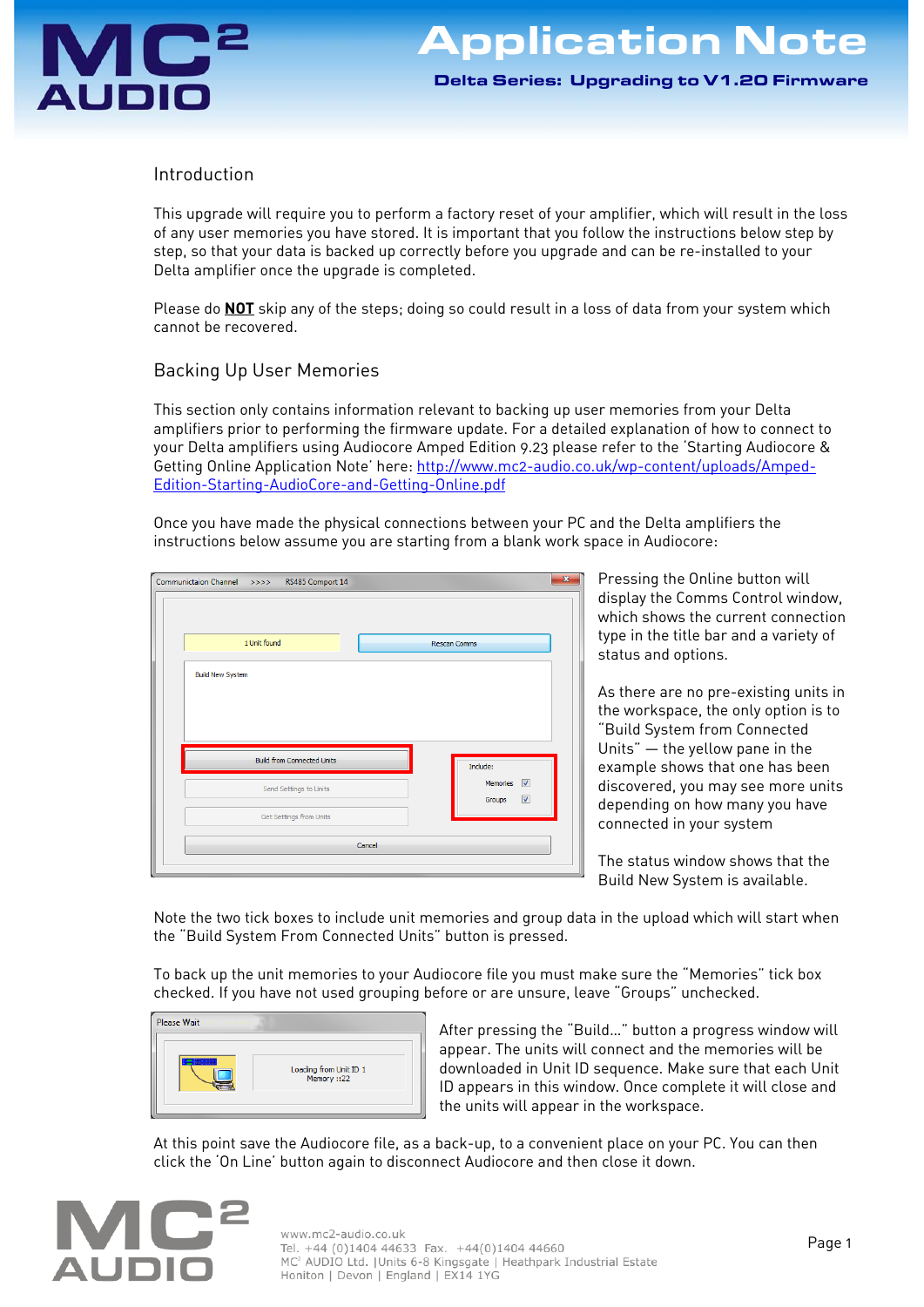# Application Note

**Delta Series: Upgrading to V1.20 Firmware**

## Introduction

This upgrade will require you to perform a factory reset of your amplifier, which will result in the loss of any user memories you have stored. It is important that you follow the instructions below step by step, so that your data is backed up correctly before you upgrade and can be re-installed to your Delta amplifier once the upgrade is completed.

Please do **NOT** skip any of the steps; doing so could result in a loss of data from your system which cannot be recovered.

## Backing Up User Memories

This section only contains information relevant to backing up user memories from your Delta amplifiers prior to performing the firmware update. For a detailed explanation of how to connect to your Delta amplifiers using Audiocore Amped Edition 9.23 please refer to the 'Starting Audiocore & Getting Online Application Note' here: http://www.mc2-audio.co.uk/wp-content/uploads/Amped-Edition-Starting-AudioCore-and-Getting-Online.pdf

Once you have made the physical connections between your PC and the Delta amplifiers the instructions below assume you are starting from a blank work space in Audiocore:

Pressing the Online button will display the Comms Control window, which shows the current connection type in the title bar and a variety of status and options.

As there are no pre-existing units in the workspace, the only option is to "Build System from Connected Units" — the yellow pane in the example shows that one has been discovered, you may see more units depending on how many you have connected in your system

The status window shows that the Build New System is available.

Note the two tick boxes to include unit memories and group data in the upload which will start when the "Build System From Connected Units" button is pressed.

To back up the unit memories to your Audiocore file you must make sure the "Memories" tick box checked. If you have not used grouping before or are unsure, leave "Groups" unchecked.

After pressing the "Build…" button a progress window will appear. The units will connect and the memories will be downloaded in Unit ID sequence. Make sure that each Unit ID appears in this window. Once complete it will close and the units will appear in the workspace.

At this point save the Audiocore file, as a back-up, to a convenient place on your PC. You can then click the 'On Line' button again to disconnect Audiocore and then close it down.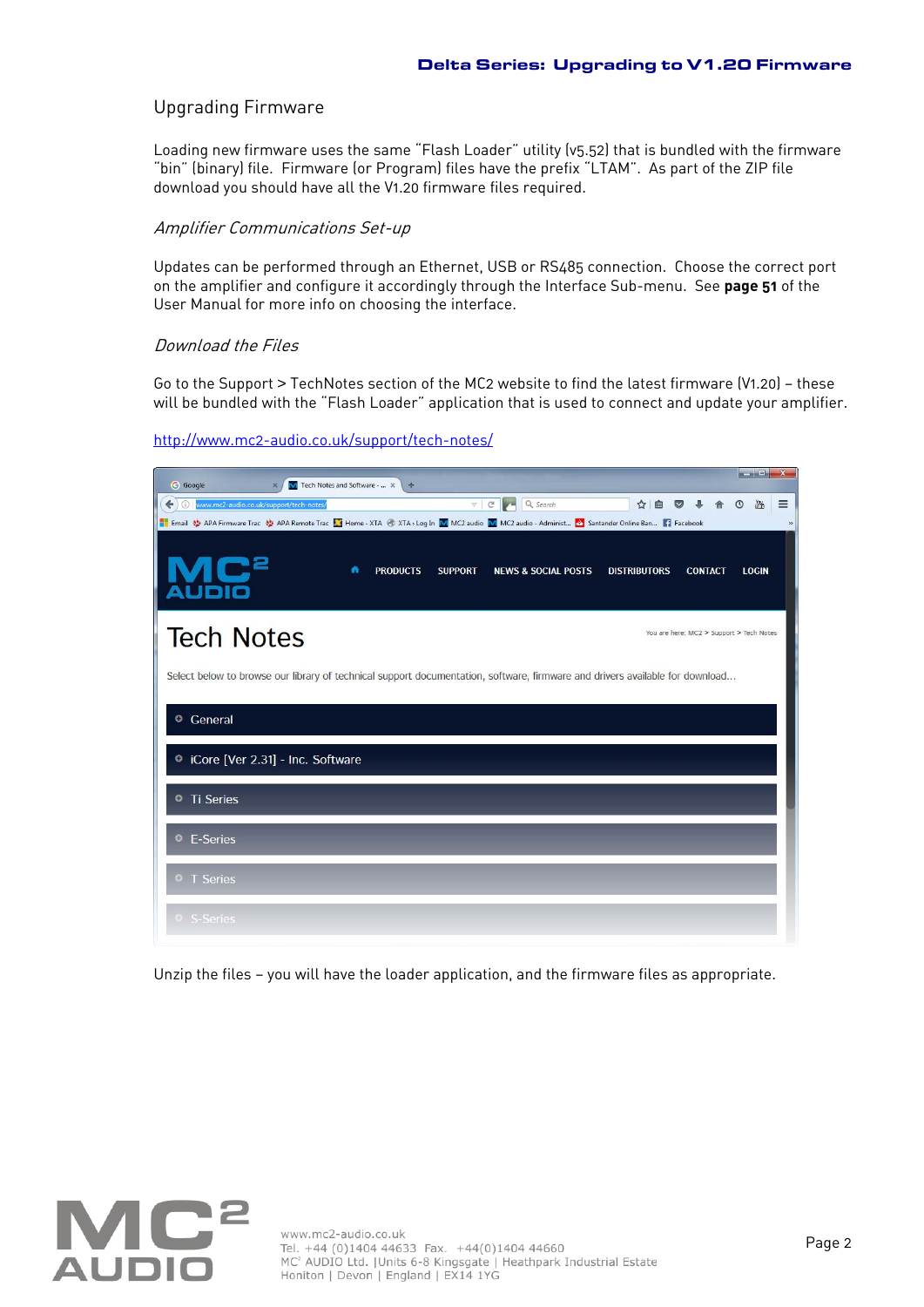## Upgrading Firmware

Loading new firmware uses the same "Flash Loader" utility (v5.52) that is bundled with the firmware "bin" (binary) file. Firmware (or Program) files have the prefix "LTAM". As part of the ZIP file download you should have all the V1.20 firmware files required.

### *Amplifier Communications Set-up*

Updates can be performed through an Ethernet, USB or RS485 connection. Choose the correct port on the amplifier and configure it accordingly through the Interface Sub-menu. See **page 51** of the User Manual for more info on choosing the interface.

### *Download the Files*

Go to the Support > TechNotes section of the MC2 website to find the latest firmware (V1.20) – these will be bundled with the "Flash Loader" application that is used to connect and update your amplifier.

http://www.mc2-audio.co.uk/support/tech-notes/

Unzip the files – you will have the loader application, and the firmware files as appropriate.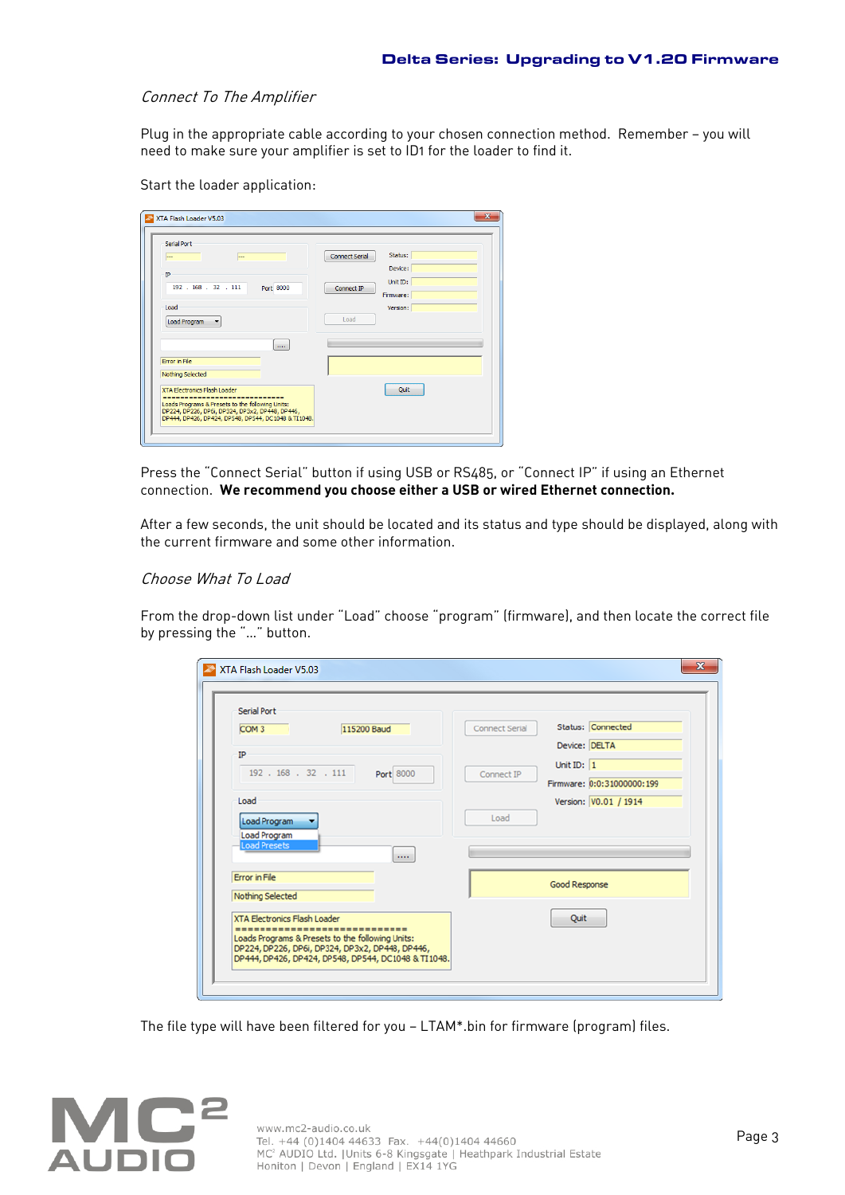### *Connect To The Amplifier*

Plug in the appropriate cable according to your chosen connection method. Remember – you will need to make sure your amplifier is set to ID1 for the loader to find it.

Start the loader application:

Press the "Connect Serial" button if using USB or RS485, or "Connect IP" if using an Ethernet connection. **We recommend you choose either a USB or wired Ethernet connection.**

After a few seconds, the unit should be located and its status and type should be displayed, along with the current firmware and some other information.

### *Choose What To Load*

From the drop-down list under "Load" choose "program" (firmware), and then locate the correct file by pressing the "…" button.

The file type will have been filtered for you – LTAM*.bin for firmware (program) files.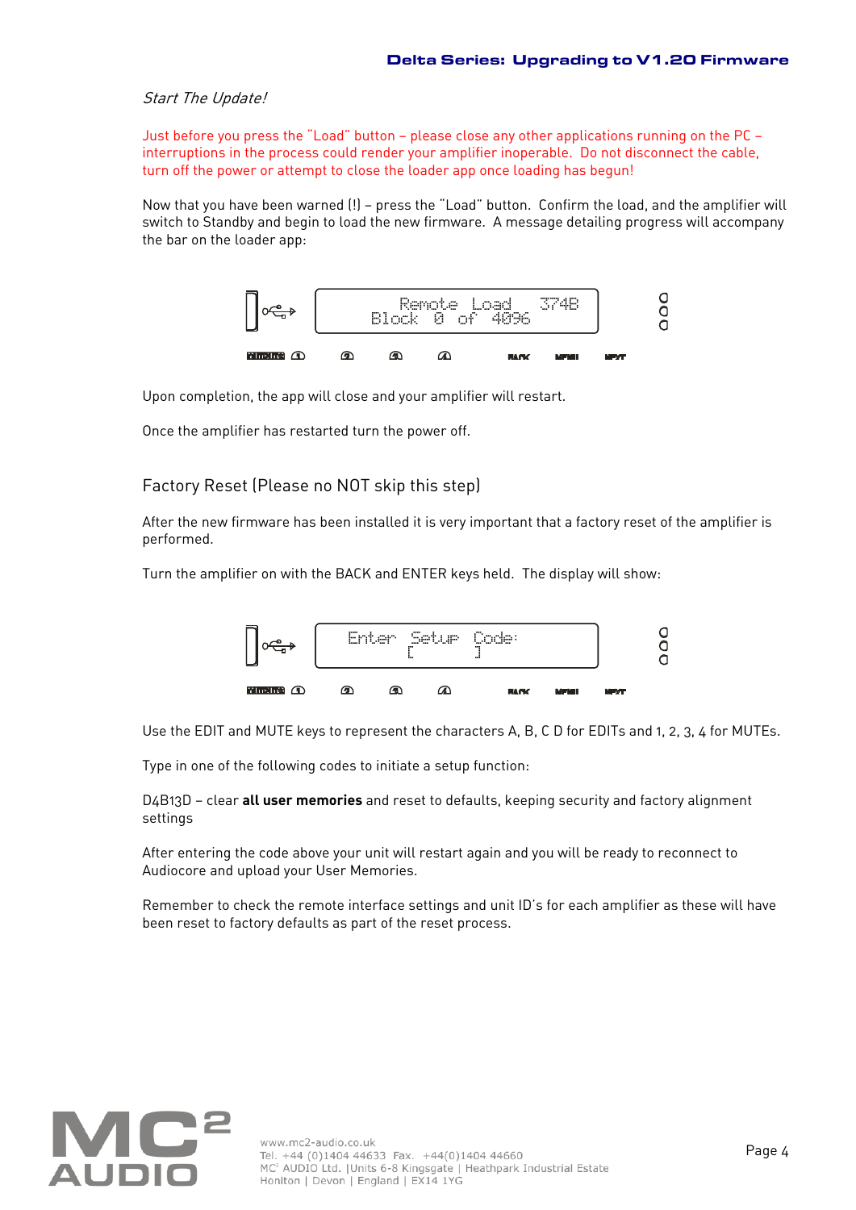*Start The Update!*

Just before you press the "Load" button – please close any other applications running on the PC – interruptions in the process could render your amplifier inoperable. Do not disconnect the cable, turn off the power or attempt to close the loader app once loading has begun!

Now that you have been warned (!) – press the "Load" button. Confirm the load, and the amplifier will switch to Standby and begin to load the new firmware. A message detailing progress will accompany the bar on the loader app:

```
Remote Load   374B
Block 0 of 4096
```

Upon completion, the app will close and your amplifier will restart.

Once the amplifier has restarted turn the power off.

## Factory Reset (Please no NOT skip this step)

After the new firmware has been installed it is very important that a factory reset of the amplifier is performed.

Turn the amplifier on with the BACK and ENTER keys held. The display will show:

```
Enter Setup Code:
[         ]
```

Use the EDIT and MUTE keys to represent the characters A, B, C D for EDITs and 1, 2, 3, 4 for MUTEs.

Type in one of the following codes to initiate a setup function:

D4B13D – clear **all user memories** and reset to defaults, keeping security and factory alignment settings

After entering the code above your unit will restart again and you will be ready to reconnect to Audiocore and upload your User Memories.

Remember to check the remote interface settings and unit ID's for each amplifier as these will have been reset to factory defaults as part of the reset process.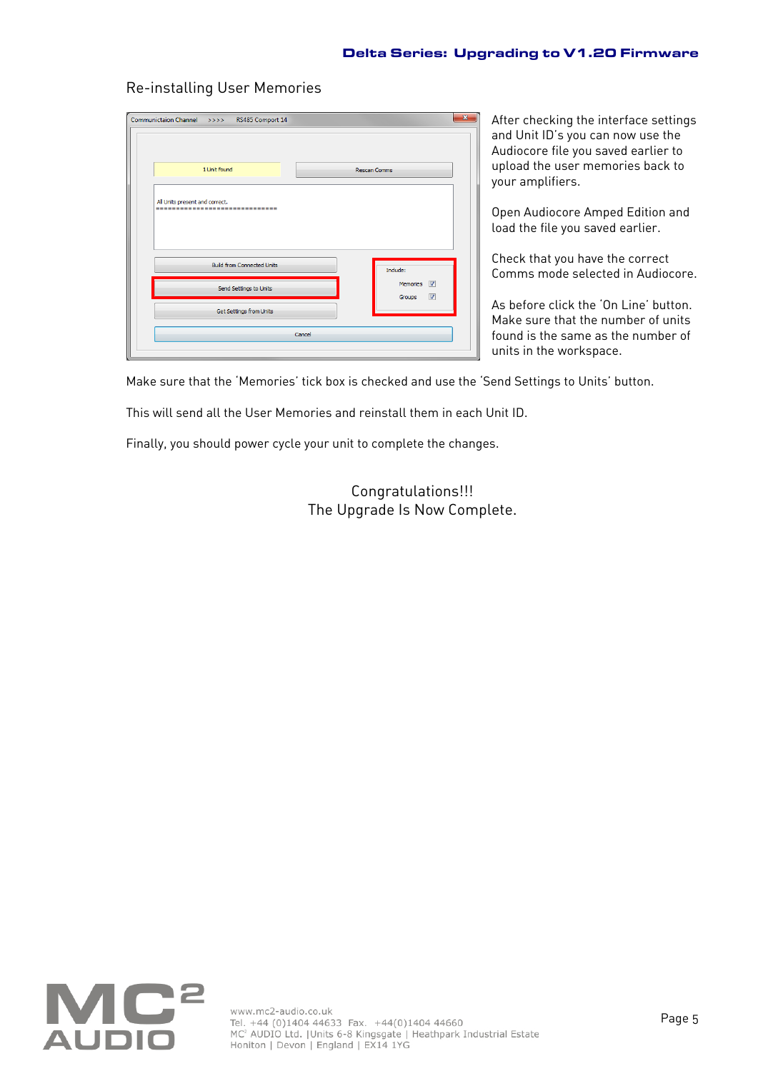## Re-installing User Memories

After checking the interface settings and Unit ID's you can now use the Audiocore file you saved earlier to upload the user memories back to your amplifiers.

Open Audiocore Amped Edition and load the file you saved earlier.

Check that you have the correct Comms mode selected in Audiocore.

As before click the 'On Line' button. Make sure that the number of units found is the same as the number of units in the workspace.

Make sure that the 'Memories' tick box is checked and use the 'Send Settings to Units' button.

This will send all the User Memories and reinstall them in each Unit ID.

Finally, you should power cycle your unit to complete the changes.

Congratulations!!!
The Upgrade Is Now Complete.